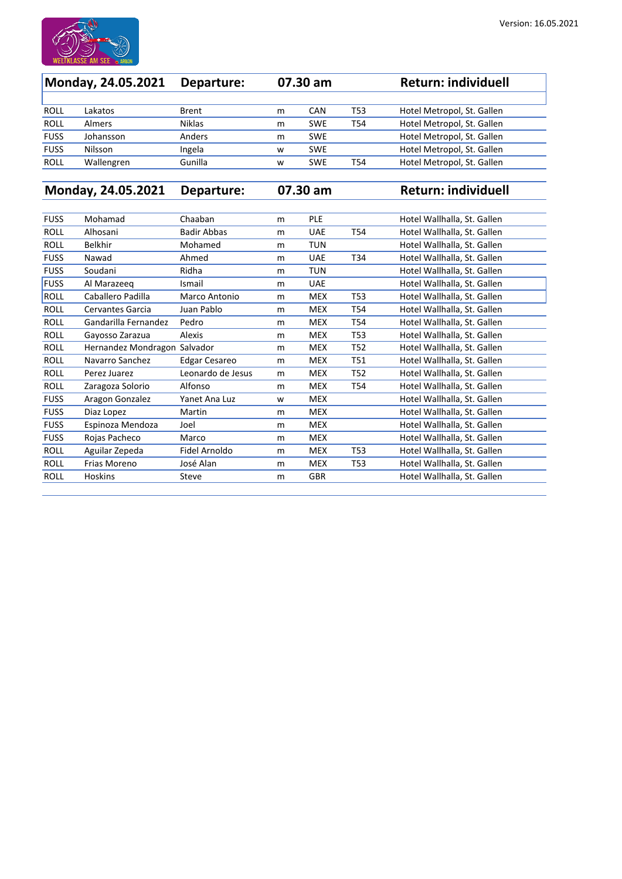Version: 16.05.2021

## Monday, 24.05.2021 — Departure: 07.30 am — Return: individuell

| | | | | | | |
|---|---|---|---|---|---|---|
| ROLL | Lakatos | Brent | m | CAN | T53 | Hotel Metropol, St. Gallen |
| ROLL | Almers | Niklas | m | SWE | T54 | Hotel Metropol, St. Gallen |
| FUSS | Johansson | Anders | m | SWE | | Hotel Metropol, St. Gallen |
| FUSS | Nilsson | Ingela | w | SWE | | Hotel Metropol, St. Gallen |
| ROLL | Wallengren | Gunilla | w | SWE | T54 | Hotel Metropol, St. Gallen |

## Monday, 24.05.2021 — Departure: 07.30 am — Return: individuell

| | | | | | | |
|---|---|---|---|---|---|---|
| FUSS | Mohamad | Chaaban | m | PLE | | Hotel Wallhalla, St. Gallen |
| ROLL | Alhosani | Badir Abbas | m | UAE | T54 | Hotel Wallhalla, St. Gallen |
| ROLL | Belkhir | Mohamed | m | TUN | | Hotel Wallhalla, St. Gallen |
| FUSS | Nawad | Ahmed | m | UAE | T34 | Hotel Wallhalla, St. Gallen |
| FUSS | Soudani | Ridha | m | TUN | | Hotel Wallhalla, St. Gallen |
| FUSS | Al Marazeeq | Ismail | m | UAE | | Hotel Wallhalla, St. Gallen |
| ROLL | Caballero Padilla | Marco Antonio | m | MEX | T53 | Hotel Wallhalla, St. Gallen |
| ROLL | Cervantes Garcia | Juan Pablo | m | MEX | T54 | Hotel Wallhalla, St. Gallen |
| ROLL | Gandarilla Fernandez | Pedro | m | MEX | T54 | Hotel Wallhalla, St. Gallen |
| ROLL | Gayosso Zarazua | Alexis | m | MEX | T53 | Hotel Wallhalla, St. Gallen |
| ROLL | Hernandez Mondragon | Salvador | m | MEX | T52 | Hotel Wallhalla, St. Gallen |
| ROLL | Navarro Sanchez | Edgar Cesareo | m | MEX | T51 | Hotel Wallhalla, St. Gallen |
| ROLL | Perez Juarez | Leonardo de Jesus | m | MEX | T52 | Hotel Wallhalla, St. Gallen |
| ROLL | Zaragoza Solorio | Alfonso | m | MEX | T54 | Hotel Wallhalla, St. Gallen |
| FUSS | Aragon Gonzalez | Yanet Ana Luz | w | MEX | | Hotel Wallhalla, St. Gallen |
| FUSS | Diaz Lopez | Martin | m | MEX | | Hotel Wallhalla, St. Gallen |
| FUSS | Espinoza Mendoza | Joel | m | MEX | | Hotel Wallhalla, St. Gallen |
| FUSS | Rojas Pacheco | Marco | m | MEX | | Hotel Wallhalla, St. Gallen |
| ROLL | Aguilar Zepeda | Fidel Arnoldo | m | MEX | T53 | Hotel Wallhalla, St. Gallen |
| ROLL | Frias Moreno | José Alan | m | MEX | T53 | Hotel Wallhalla, St. Gallen |
| ROLL | Hoskins | Steve | m | GBR | | Hotel Wallhalla, St. Gallen |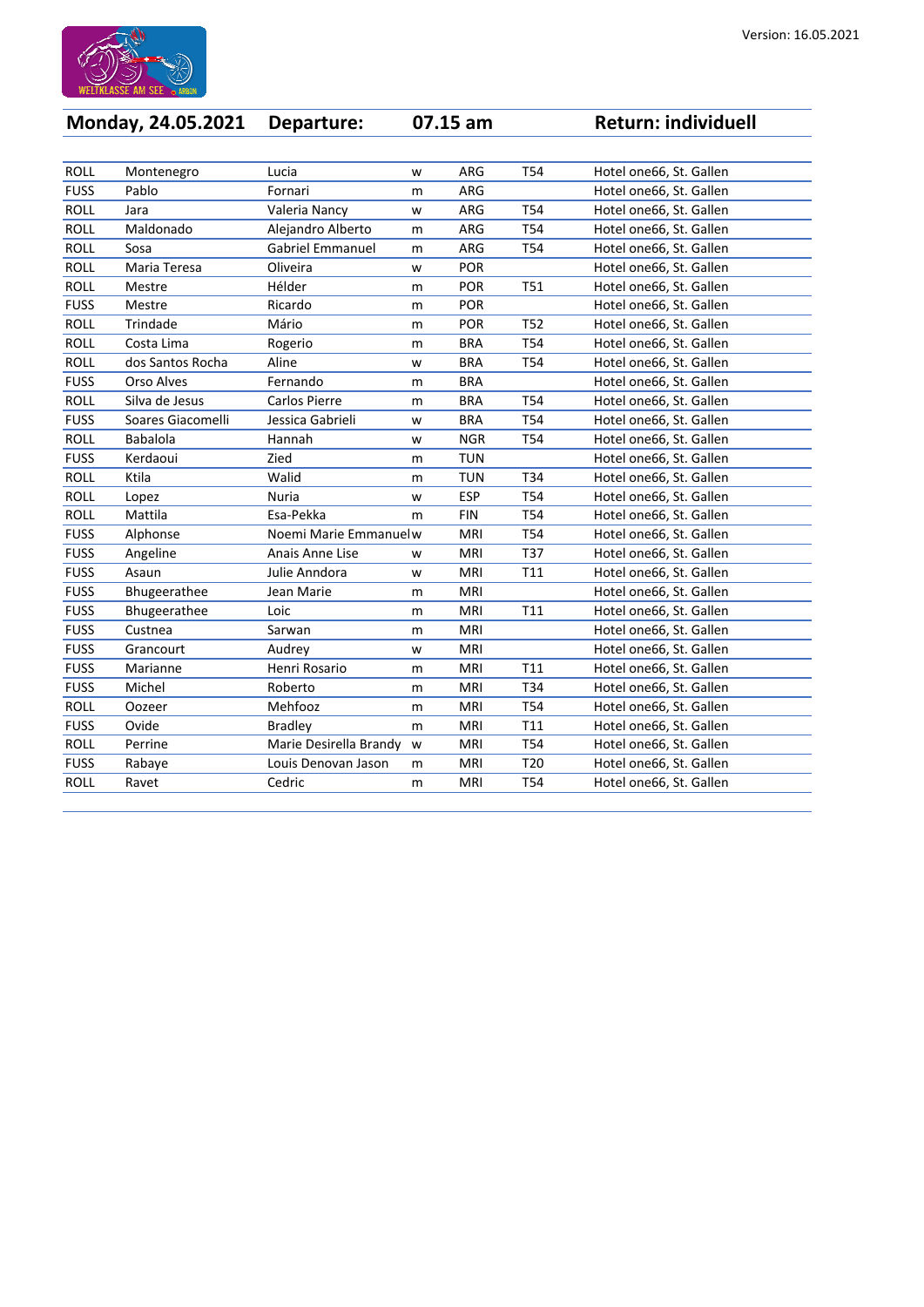Version: 16.05.2021

| Monday, 24.05.2021 | Departure: | | 07.15 am | | Return: individuell |
|---|---|---|---|---|---|
| | | | | | |

| | | | | | | |
|---|---|---|---|---|---|---|
| ROLL | Montenegro | Lucia | w | ARG | T54 | Hotel one66, St. Gallen |
| FUSS | Pablo | Fornari | m | ARG | | Hotel one66, St. Gallen |
| ROLL | Jara | Valeria Nancy | w | ARG | T54 | Hotel one66, St. Gallen |
| ROLL | Maldonado | Alejandro Alberto | m | ARG | T54 | Hotel one66, St. Gallen |
| ROLL | Sosa | Gabriel Emmanuel | m | ARG | T54 | Hotel one66, St. Gallen |
| ROLL | Maria Teresa | Oliveira | w | POR | | Hotel one66, St. Gallen |
| ROLL | Mestre | Hélder | m | POR | T51 | Hotel one66, St. Gallen |
| FUSS | Mestre | Ricardo | m | POR | | Hotel one66, St. Gallen |
| ROLL | Trindade | Mário | m | POR | T52 | Hotel one66, St. Gallen |
| ROLL | Costa Lima | Rogerio | m | BRA | T54 | Hotel one66, St. Gallen |
| ROLL | dos Santos Rocha | Aline | w | BRA | T54 | Hotel one66, St. Gallen |
| FUSS | Orso Alves | Fernando | m | BRA | | Hotel one66, St. Gallen |
| ROLL | Silva de Jesus | Carlos Pierre | m | BRA | T54 | Hotel one66, St. Gallen |
| FUSS | Soares Giacomelli | Jessica Gabrieli | w | BRA | T54 | Hotel one66, St. Gallen |
| ROLL | Babalola | Hannah | w | NGR | T54 | Hotel one66, St. Gallen |
| FUSS | Kerdaoui | Zied | m | TUN | | Hotel one66, St. Gallen |
| ROLL | Ktila | Walid | m | TUN | T34 | Hotel one66, St. Gallen |
| ROLL | Lopez | Nuria | w | ESP | T54 | Hotel one66, St. Gallen |
| ROLL | Mattila | Esa-Pekka | m | FIN | T54 | Hotel one66, St. Gallen |
| FUSS | Alphonse | Noemi Marie Emmanuel | w | MRI | T54 | Hotel one66, St. Gallen |
| FUSS | Angeline | Anais Anne Lise | w | MRI | T37 | Hotel one66, St. Gallen |
| FUSS | Asaun | Julie Anndora | w | MRI | T11 | Hotel one66, St. Gallen |
| FUSS | Bhugeerathee | Jean Marie | m | MRI | | Hotel one66, St. Gallen |
| FUSS | Bhugeerathee | Loic | m | MRI | T11 | Hotel one66, St. Gallen |
| FUSS | Custnea | Sarwan | m | MRI | | Hotel one66, St. Gallen |
| FUSS | Grancourt | Audrey | w | MRI | | Hotel one66, St. Gallen |
| FUSS | Marianne | Henri Rosario | m | MRI | T11 | Hotel one66, St. Gallen |
| FUSS | Michel | Roberto | m | MRI | T34 | Hotel one66, St. Gallen |
| ROLL | Oozeer | Mehfooz | m | MRI | T54 | Hotel one66, St. Gallen |
| FUSS | Ovide | Bradley | m | MRI | T11 | Hotel one66, St. Gallen |
| ROLL | Perrine | Marie Desirella Brandy | w | MRI | T54 | Hotel one66, St. Gallen |
| FUSS | Rabaye | Louis Denovan Jason | m | MRI | T20 | Hotel one66, St. Gallen |
| ROLL | Ravet | Cedric | m | MRI | T54 | Hotel one66, St. Gallen |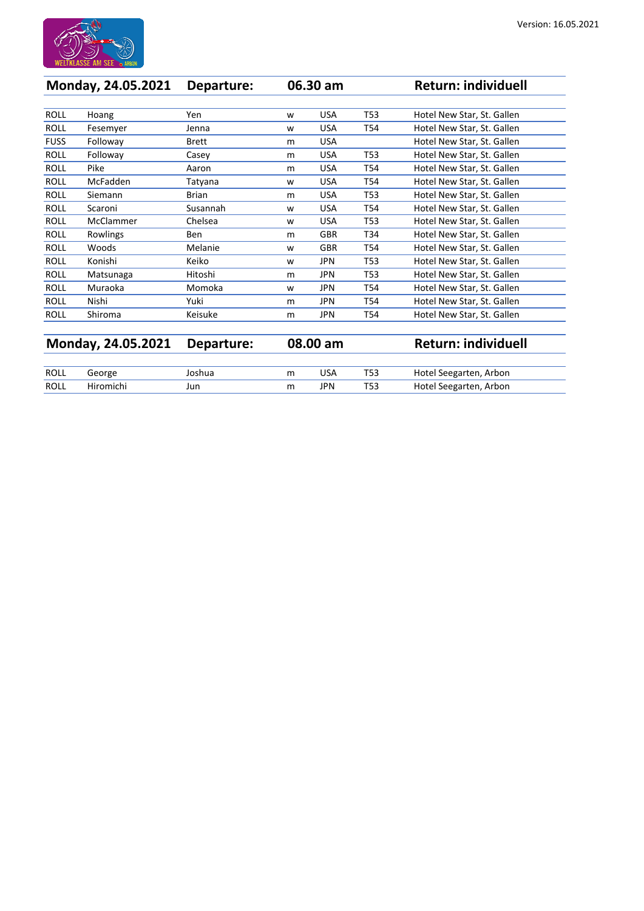Version: 16.05.2021

| Monday, 24.05.2021 | Departure: | | 06.30 am | | Return: individuell |
|---|---|---|---|---|---|
| | | | | | |
| ROLL | Hoang | Yen | w | USA | T53 | Hotel New Star, St. Gallen |

| | | | | | | |
|---|---|---|---|---|---|---|
| ROLL | Hoang | Yen | w | USA | T53 | Hotel New Star, St. Gallen |
| ROLL | Fesemyer | Jenna | w | USA | T54 | Hotel New Star, St. Gallen |
| FUSS | Followay | Brett | m | USA | | Hotel New Star, St. Gallen |
| ROLL | Followay | Casey | m | USA | T53 | Hotel New Star, St. Gallen |
| ROLL | Pike | Aaron | m | USA | T54 | Hotel New Star, St. Gallen |
| ROLL | McFadden | Tatyana | w | USA | T54 | Hotel New Star, St. Gallen |
| ROLL | Siemann | Brian | m | USA | T53 | Hotel New Star, St. Gallen |
| ROLL | Scaroni | Susannah | w | USA | T54 | Hotel New Star, St. Gallen |
| ROLL | McClammer | Chelsea | w | USA | T53 | Hotel New Star, St. Gallen |
| ROLL | Rowlings | Ben | m | GBR | T34 | Hotel New Star, St. Gallen |
| ROLL | Woods | Melanie | w | GBR | T54 | Hotel New Star, St. Gallen |
| ROLL | Konishi | Keiko | w | JPN | T53 | Hotel New Star, St. Gallen |
| ROLL | Matsunaga | Hitoshi | m | JPN | T53 | Hotel New Star, St. Gallen |
| ROLL | Muraoka | Momoka | w | JPN | T54 | Hotel New Star, St. Gallen |
| ROLL | Nishi | Yuki | m | JPN | T54 | Hotel New Star, St. Gallen |
| ROLL | Shiroma | Keisuke | m | JPN | T54 | Hotel New Star, St. Gallen |

## Monday, 24.05.2021 — Departure: 08.00 am — Return: individuell

| | | | | | | |
|---|---|---|---|---|---|---|
| ROLL | George | Joshua | m | USA | T53 | Hotel Seegarten, Arbon |
| ROLL | Hiromichi | Jun | m | JPN | T53 | Hotel Seegarten, Arbon |

Version: 16.05.2021

## Monday, 24.05.2021 — Departure: 06.30 am — Return: individuell

| | | | | | | |
|---|---|---|---|---|---|---|
| ROLL | Hoang | Yen | w | USA | T53 | Hotel New Star, St. Gallen |
| ROLL | Fesemyer | Jenna | w | USA | T54 | Hotel New Star, St. Gallen |
| FUSS | Followay | Brett | m | USA | | Hotel New Star, St. Gallen |
| ROLL | Followay | Casey | m | USA | T53 | Hotel New Star, St. Gallen |
| ROLL | Pike | Aaron | m | USA | T54 | Hotel New Star, St. Gallen |
| ROLL | McFadden | Tatyana | w | USA | T54 | Hotel New Star, St. Gallen |
| ROLL | Siemann | Brian | m | USA | T53 | Hotel New Star, St. Gallen |
| ROLL | Scaroni | Susannah | w | USA | T54 | Hotel New Star, St. Gallen |
| ROLL | McClammer | Chelsea | w | USA | T53 | Hotel New Star, St. Gallen |
| ROLL | Rowlings | Ben | m | GBR | T34 | Hotel New Star, St. Gallen |
| ROLL | Woods | Melanie | w | GBR | T54 | Hotel New Star, St. Gallen |
| ROLL | Konishi | Keiko | w | JPN | T53 | Hotel New Star, St. Gallen |
| ROLL | Matsunaga | Hitoshi | m | JPN | T53 | Hotel New Star, St. Gallen |
| ROLL | Muraoka | Momoka | w | JPN | T54 | Hotel New Star, St. Gallen |
| ROLL | Nishi | Yuki | m | JPN | T54 | Hotel New Star, St. Gallen |
| ROLL | Shiroma | Keisuke | m | JPN | T54 | Hotel New Star, St. Gallen |

## Monday, 24.05.2021 — Departure: 08.00 am — Return: individuell

| | | | | | | |
|---|---|---|---|---|---|---|
| ROLL | George | Joshua | m | USA | T53 | Hotel Seegarten, Arbon |
| ROLL | Hiromichi | Jun | m | JPN | T53 | Hotel Seegarten, Arbon |